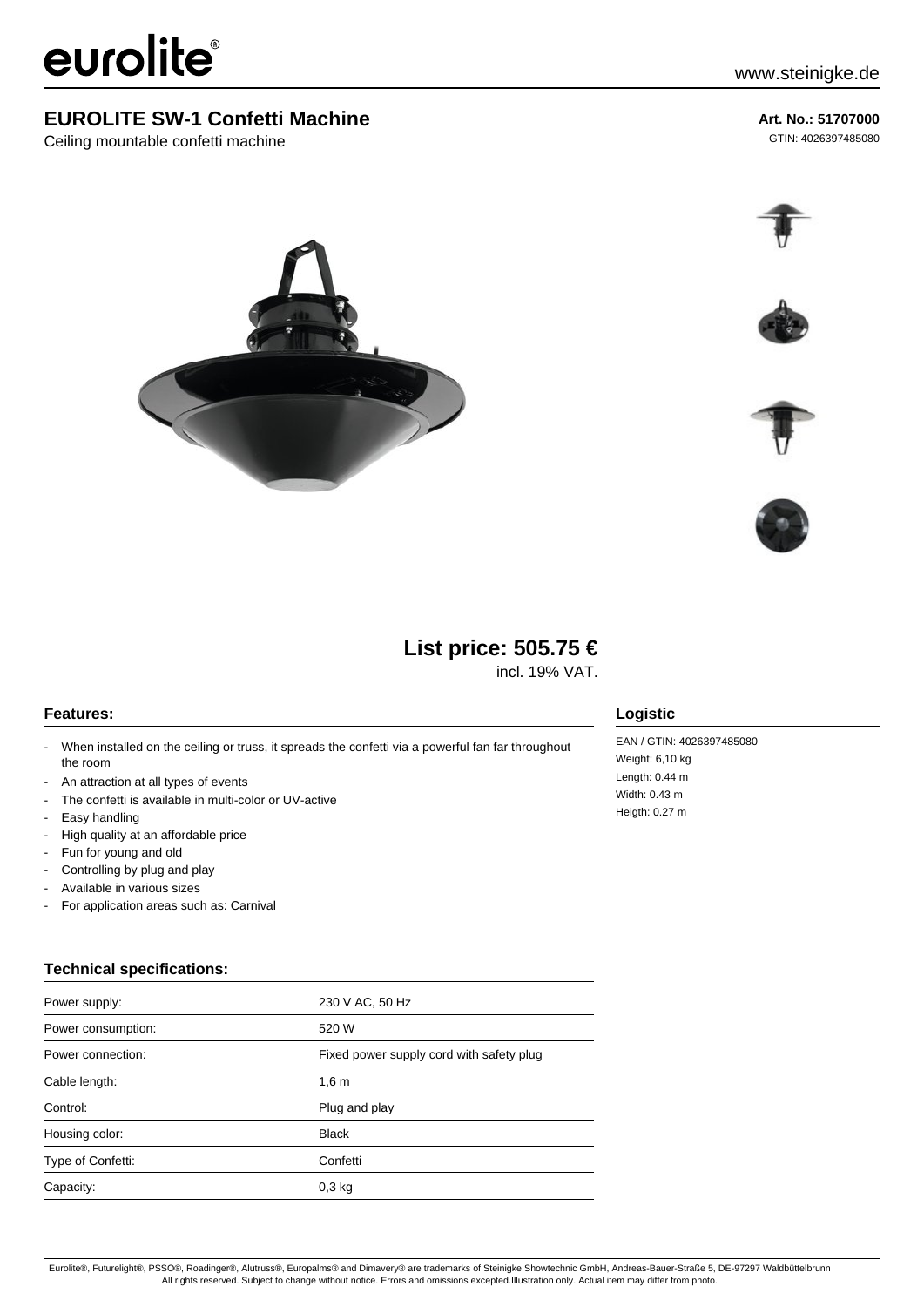eurolite®

www.steinigke.de

# EUROLITE SW-1 Confetti Machine

Ceiling mountable confetti machine

**Art. No.: 51707000**

GTIN: 4026397485080

## List price: 505.75 €

incl. 19% VAT.

### Features:

- When installed on the ceiling or truss, it spreads the confetti via a powerful fan far throughout the room
- An attraction at all types of events
- The confetti is available in multi-color or UV-active
- Easy handling
- High quality at an affordable price
- Fun for young and old
- Controlling by plug and play
- Available in various sizes
- For application areas such as: Carnival

### Logistic

EAN / GTIN: 4026397485080
Weight: 6,10 kg
Length: 0.44 m
Width: 0.43 m
Heigth: 0.27 m

### Technical specifications:

| | |
|---|---|
| Power supply: | 230 V AC, 50 Hz |
| Power consumption: | 520 W |
| Power connection: | Fixed power supply cord with safety plug |
| Cable length: | 1,6 m |
| Control: | Plug and play |
| Housing color: | Black |
| Type of Confetti: | Confetti |
| Capacity: | 0,3 kg |

Eurolite®, Futurelight®, PSSO®, Roadinger®, Alutruss®, Europalms® and Dimavery® are trademarks of Steinigke Showtechnic GmbH, Andreas-Bauer-Straße 5, DE-97297 Waldbüttelbrunn
All rights reserved. Subject to change without notice. Errors and omissions excepted.Illustration only. Actual item may differ from photo.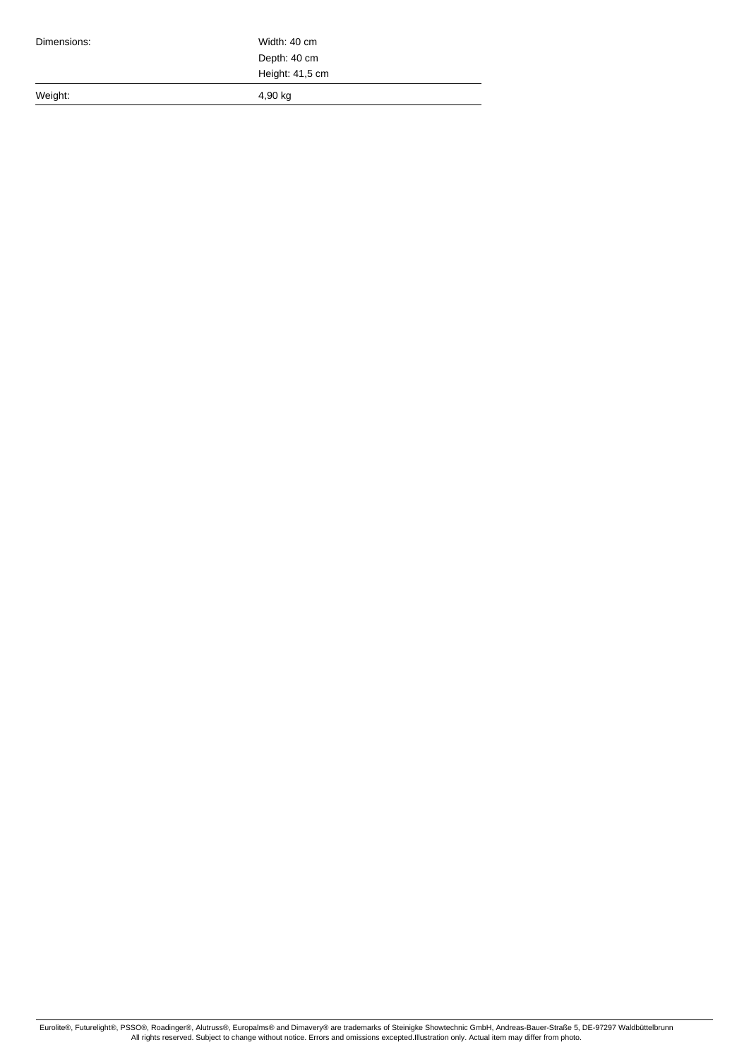| | |
|---|---|
| Dimensions: | Width: 40 cm<br>Depth: 40 cm<br>Height: 41,5 cm |
| Weight: | 4,90 kg |

Eurolite®, Futurelight®, PSSO®, Roadinger®, Alutruss®, Europalms® and Dimavery® are trademarks of Steinigke Showtechnic GmbH, Andreas-Bauer-Straße 5, DE-97297 Waldbüttelbrunn
All rights reserved. Subject to change without notice. Errors and omissions excepted.Illustration only. Actual item may differ from photo.